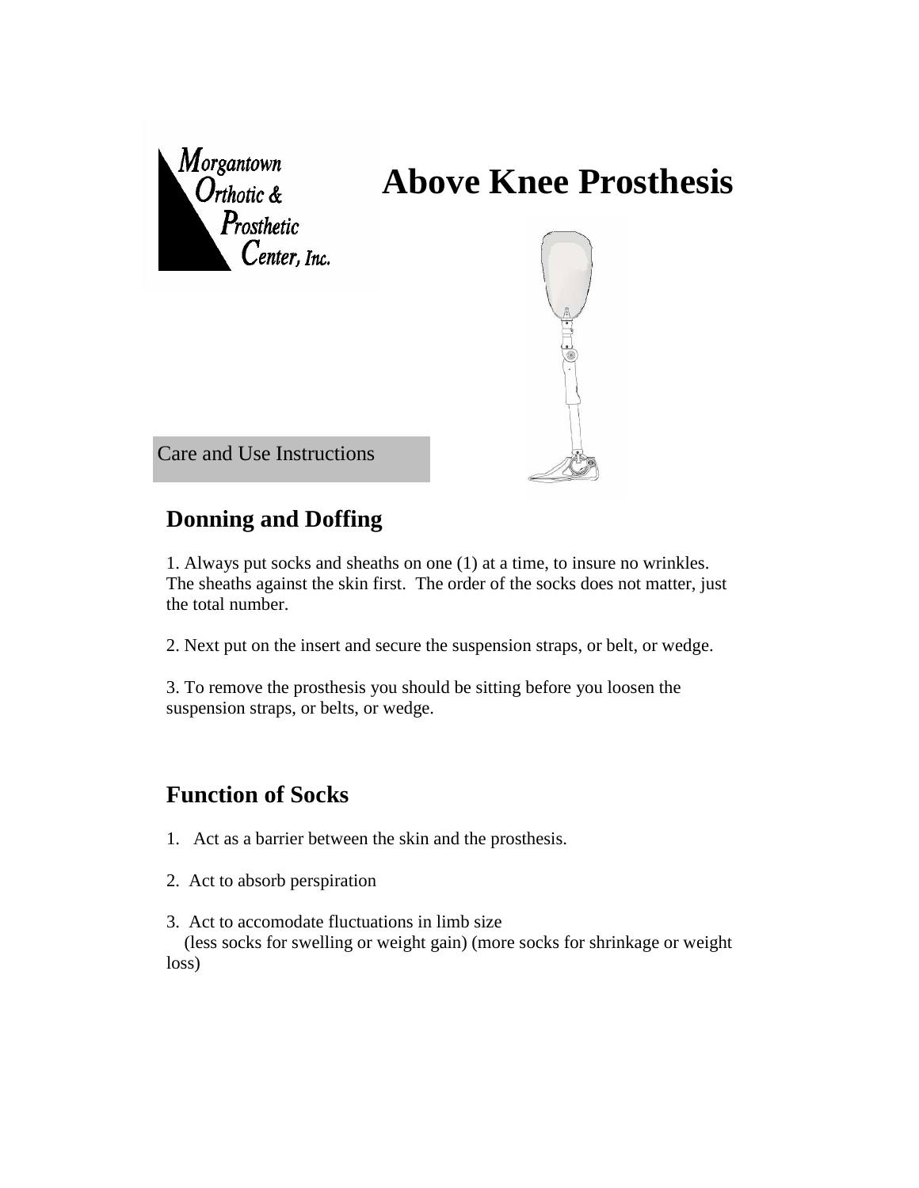Morgantown Orthotic & Prosthetic Center, Inc.

# Above Knee Prosthesis

Care and Use Instructions

## Donning and Doffing

1. Always put socks and sheaths on one (1) at a time, to insure no wrinkles. The sheaths against the skin first. The order of the socks does not matter, just the total number.

2. Next put on the insert and secure the suspension straps, or belt, or wedge.

3. To remove the prosthesis you should be sitting before you loosen the suspension straps, or belts, or wedge.

## Function of Socks

1. Act as a barrier between the skin and the prosthesis.

2. Act to absorb perspiration

3. Act to accomodate fluctuations in limb size
 (less socks for swelling or weight gain) (more socks for shrinkage or weight loss)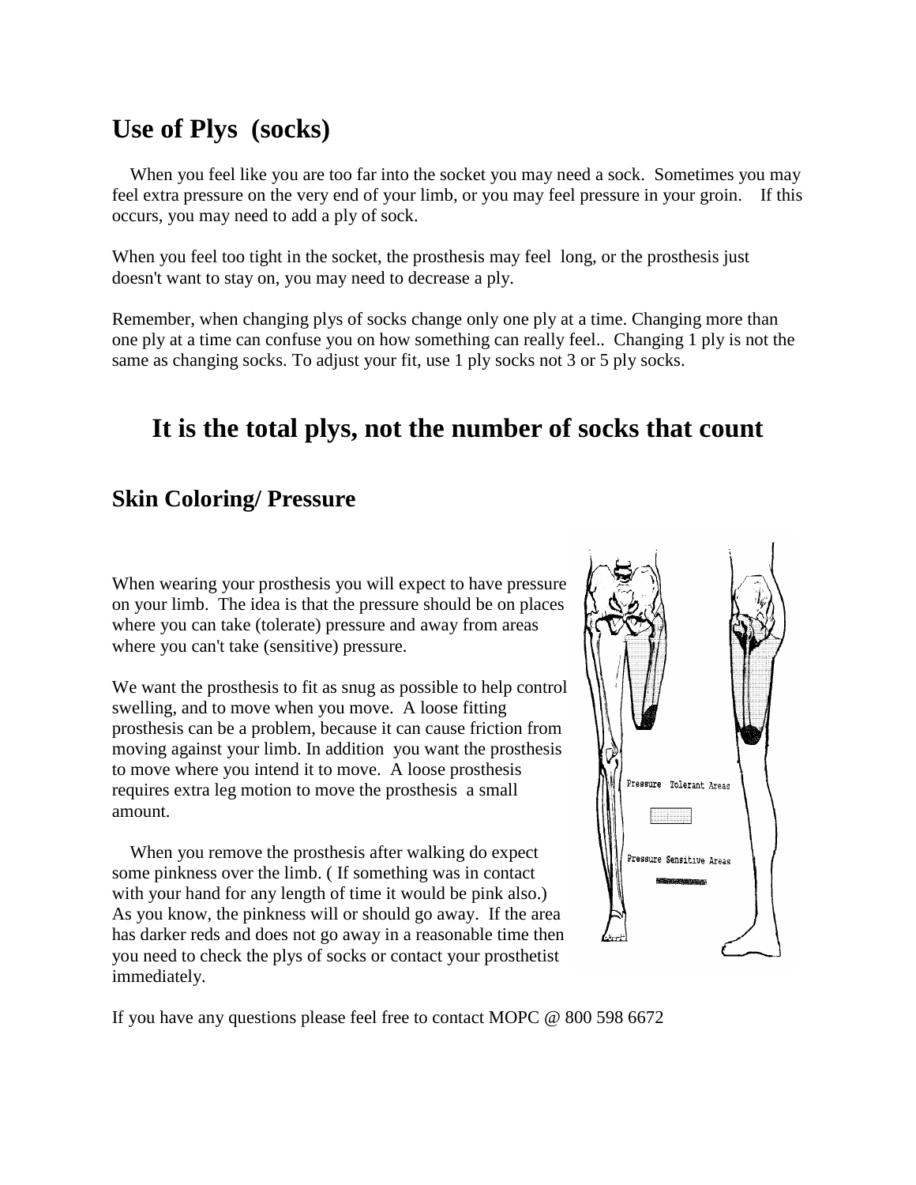## Use of Plys (socks)

When you feel like you are too far into the socket you may need a sock. Sometimes you may feel extra pressure on the very end of your limb, or you may feel pressure in your groin. If this occurs, you may need to add a ply of sock.

When you feel too tight in the socket, the prosthesis may feel long, or the prosthesis just doesn't want to stay on, you may need to decrease a ply.

Remember, when changing plys of socks change only one ply at a time. Changing more than one ply at a time can confuse you on how something can really feel.. Changing 1 ply is not the same as changing socks. To adjust your fit, use 1 ply socks not 3 or 5 ply socks.

# It is the total plys, not the number of socks that count

## Skin Coloring/ Pressure

When wearing your prosthesis you will expect to have pressure on your limb. The idea is that the pressure should be on places where you can take (tolerate) pressure and away from areas where you can't take (sensitive) pressure.

We want the prosthesis to fit as snug as possible to help control swelling, and to move when you move. A loose fitting prosthesis can be a problem, because it can cause friction from moving against your limb. In addition you want the prosthesis to move where you intend it to move. A loose prosthesis requires extra leg motion to move the prosthesis a small amount.

When you remove the prosthesis after walking do expect some pinkness over the limb. ( If something was in contact with your hand for any length of time it would be pink also.) As you know, the pinkness will or should go away. If the area has darker reds and does not go away in a reasonable time then you need to check the plys of socks or contact your prosthetist immediately.

Pressure Tolerant Areas

Pressure Sensitive Areas

If you have any questions please feel free to contact MOPC @ 800 598 6672